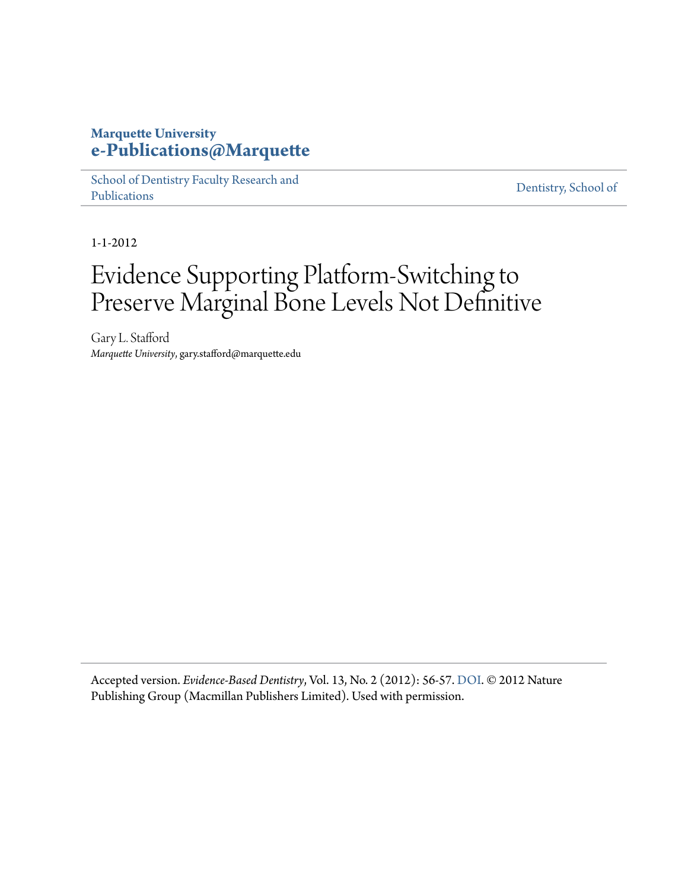**Marquette University**
**e-Publications@Marquette**

School of Dentistry Faculty Research and Publications | Dentistry, School of

1-1-2012

# Evidence Supporting Platform-Switching to Preserve Marginal Bone Levels Not Definitive

Gary L. Stafford
*Marquette University*, gary.stafford@marquette.edu

---

Accepted version. *Evidence-Based Dentistry*, Vol. 13, No. 2 (2012): 56-57. DOI. © 2012 Nature Publishing Group (Macmillan Publishers Limited). Used with permission.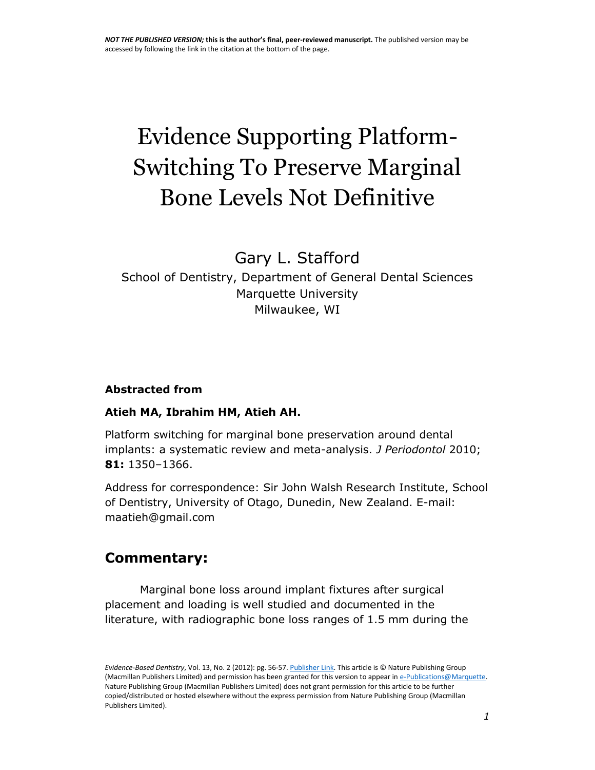NOT THE PUBLISHED VERSION; this is the author's final, peer-reviewed manuscript. The published version may be accessed by following the link in the citation at the bottom of the page.

# Evidence Supporting Platform-Switching To Preserve Marginal Bone Levels Not Definitive

Gary L. Stafford

School of Dentistry, Department of General Dental Sciences
Marquette University
Milwaukee, WI

**Abstracted from**

**Atieh MA, Ibrahim HM, Atieh AH.**

Platform switching for marginal bone preservation around dental implants: a systematic review and meta-analysis. *J Periodontol* 2010; **81:** 1350–1366.

Address for correspondence: Sir John Walsh Research Institute, School of Dentistry, University of Otago, Dunedin, New Zealand. E-mail: maatieh@gmail.com

## Commentary:

Marginal bone loss around implant fixtures after surgical placement and loading is well studied and documented in the literature, with radiographic bone loss ranges of 1.5 mm during the

*Evidence-Based Dentistry*, Vol. 13, No. 2 (2012): pg. 56-57. Publisher Link. This article is © Nature Publishing Group (Macmillan Publishers Limited) and permission has been granted for this version to appear in e-Publications@Marquette. Nature Publishing Group (Macmillan Publishers Limited) does not grant permission for this article to be further copied/distributed or hosted elsewhere without the express permission from Nature Publishing Group (Macmillan Publishers Limited).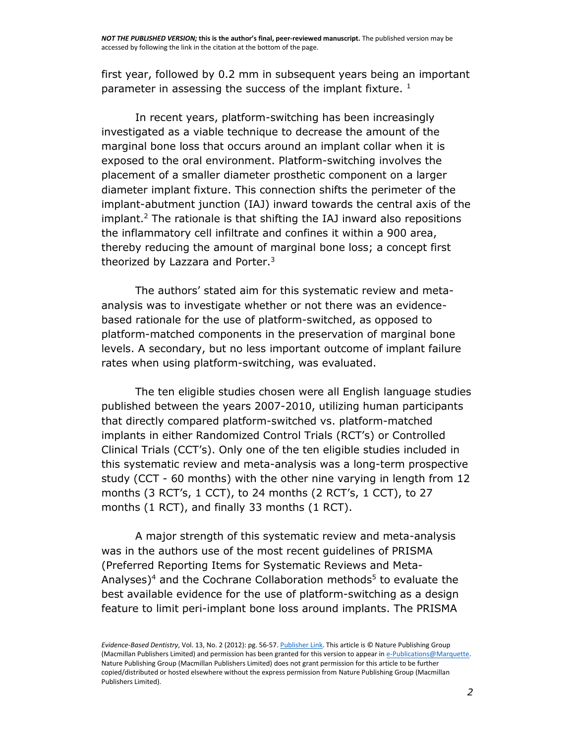first year, followed by 0.2 mm in subsequent years being an important parameter in assessing the success of the implant fixture. [1]

In recent years, platform-switching has been increasingly investigated as a viable technique to decrease the amount of the marginal bone loss that occurs around an implant collar when it is exposed to the oral environment. Platform-switching involves the placement of a smaller diameter prosthetic component on a larger diameter implant fixture. This connection shifts the perimeter of the implant-abutment junction (IAJ) inward towards the central axis of the implant.[2] The rationale is that shifting the IAJ inward also repositions the inflammatory cell infiltrate and confines it within a 900 area, thereby reducing the amount of marginal bone loss; a concept first theorized by Lazzara and Porter.[3]

The authors' stated aim for this systematic review and meta-analysis was to investigate whether or not there was an evidence-based rationale for the use of platform-switched, as opposed to platform-matched components in the preservation of marginal bone levels. A secondary, but no less important outcome of implant failure rates when using platform-switching, was evaluated.

The ten eligible studies chosen were all English language studies published between the years 2007-2010, utilizing human participants that directly compared platform-switched vs. platform-matched implants in either Randomized Control Trials (RCT's) or Controlled Clinical Trials (CCT's). Only one of the ten eligible studies included in this systematic review and meta-analysis was a long-term prospective study (CCT - 60 months) with the other nine varying in length from 12 months (3 RCT's, 1 CCT), to 24 months (2 RCT's, 1 CCT), to 27 months (1 RCT), and finally 33 months (1 RCT).

A major strength of this systematic review and meta-analysis was in the authors use of the most recent guidelines of PRISMA (Preferred Reporting Items for Systematic Reviews and Meta-Analyses)[4] and the Cochrane Collaboration methods[5] to evaluate the best available evidence for the use of platform-switching as a design feature to limit peri-implant bone loss around implants. The PRISMA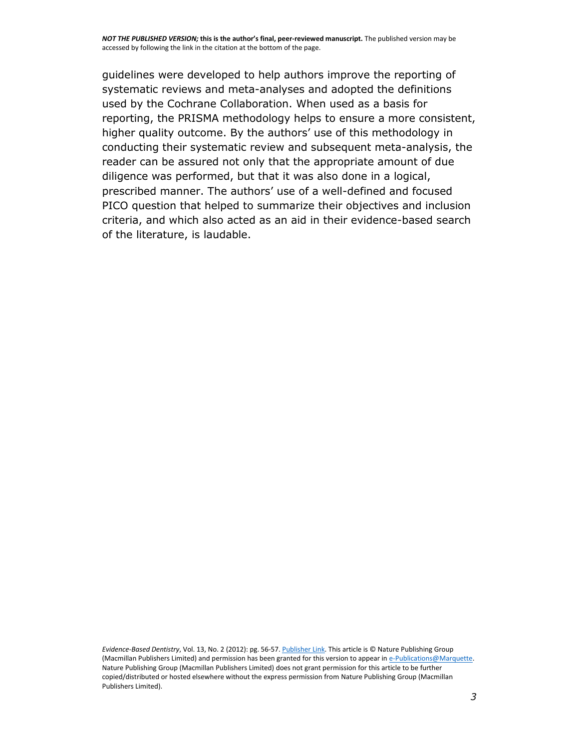guidelines were developed to help authors improve the reporting of systematic reviews and meta-analyses and adopted the definitions used by the Cochrane Collaboration. When used as a basis for reporting, the PRISMA methodology helps to ensure a more consistent, higher quality outcome. By the authors' use of this methodology in conducting their systematic review and subsequent meta-analysis, the reader can be assured not only that the appropriate amount of due diligence was performed, but that it was also done in a logical, prescribed manner. The authors' use of a well-defined and focused PICO question that helped to summarize their objectives and inclusion criteria, and which also acted as an aid in their evidence-based search of the literature, is laudable.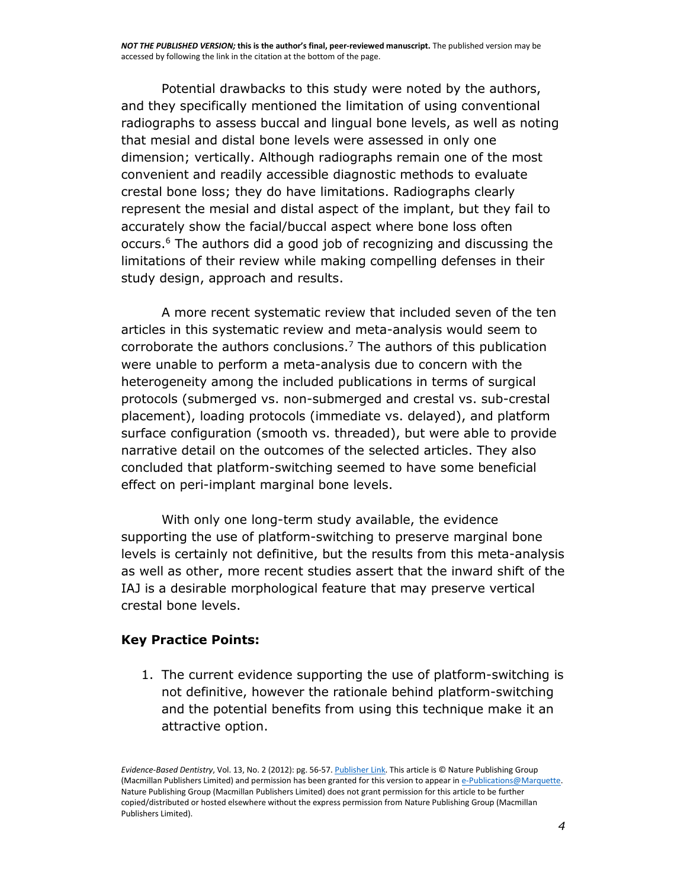Potential drawbacks to this study were noted by the authors, and they specifically mentioned the limitation of using conventional radiographs to assess buccal and lingual bone levels, as well as noting that mesial and distal bone levels were assessed in only one dimension; vertically. Although radiographs remain one of the most convenient and readily accessible diagnostic methods to evaluate crestal bone loss; they do have limitations. Radiographs clearly represent the mesial and distal aspect of the implant, but they fail to accurately show the facial/buccal aspect where bone loss often occurs.[6] The authors did a good job of recognizing and discussing the limitations of their review while making compelling defenses in their study design, approach and results.

A more recent systematic review that included seven of the ten articles in this systematic review and meta-analysis would seem to corroborate the authors conclusions.[7] The authors of this publication were unable to perform a meta-analysis due to concern with the heterogeneity among the included publications in terms of surgical protocols (submerged vs. non-submerged and crestal vs. sub-crestal placement), loading protocols (immediate vs. delayed), and platform surface configuration (smooth vs. threaded), but were able to provide narrative detail on the outcomes of the selected articles. They also concluded that platform-switching seemed to have some beneficial effect on peri-implant marginal bone levels.

With only one long-term study available, the evidence supporting the use of platform-switching to preserve marginal bone levels is certainly not definitive, but the results from this meta-analysis as well as other, more recent studies assert that the inward shift of the IAJ is a desirable morphological feature that may preserve vertical crestal bone levels.

## Key Practice Points:

1. The current evidence supporting the use of platform-switching is not definitive, however the rationale behind platform-switching and the potential benefits from using this technique make it an attractive option.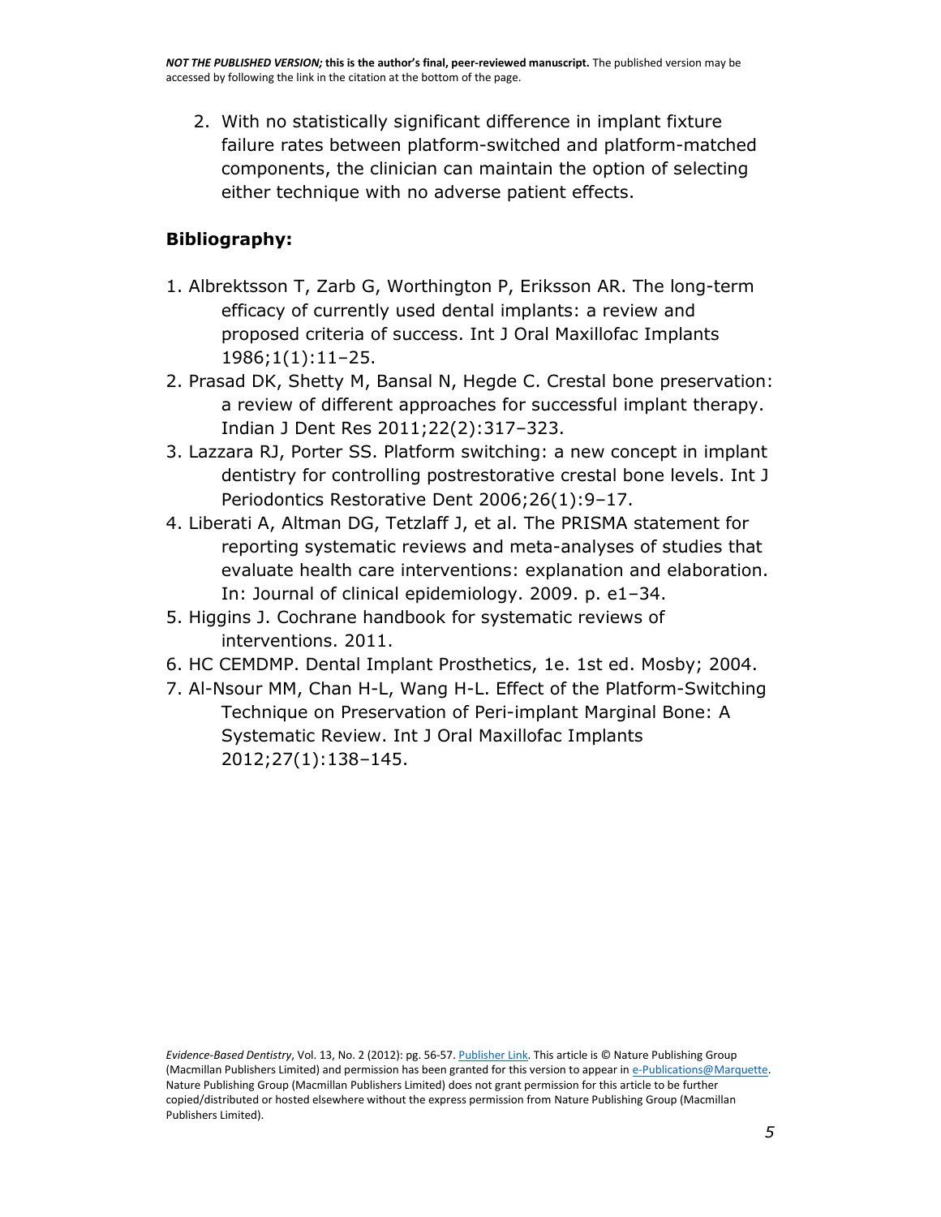2. With no statistically significant difference in implant fixture failure rates between platform-switched and platform-matched components, the clinician can maintain the option of selecting either technique with no adverse patient effects.

## Bibliography:

1. Albrektsson T, Zarb G, Worthington P, Eriksson AR. The long-term efficacy of currently used dental implants: a review and proposed criteria of success. Int J Oral Maxillofac Implants 1986;1(1):11–25.
2. Prasad DK, Shetty M, Bansal N, Hegde C. Crestal bone preservation: a review of different approaches for successful implant therapy. Indian J Dent Res 2011;22(2):317–323.
3. Lazzara RJ, Porter SS. Platform switching: a new concept in implant dentistry for controlling postrestorative crestal bone levels. Int J Periodontics Restorative Dent 2006;26(1):9–17.
4. Liberati A, Altman DG, Tetzlaff J, et al. The PRISMA statement for reporting systematic reviews and meta-analyses of studies that evaluate health care interventions: explanation and elaboration. In: Journal of clinical epidemiology. 2009. p. e1–34.
5. Higgins J. Cochrane handbook for systematic reviews of interventions. 2011.
6. HC CEMDMP. Dental Implant Prosthetics, 1e. 1st ed. Mosby; 2004.
7. Al-Nsour MM, Chan H-L, Wang H-L. Effect of the Platform-Switching Technique on Preservation of Peri-implant Marginal Bone: A Systematic Review. Int J Oral Maxillofac Implants 2012;27(1):138–145.